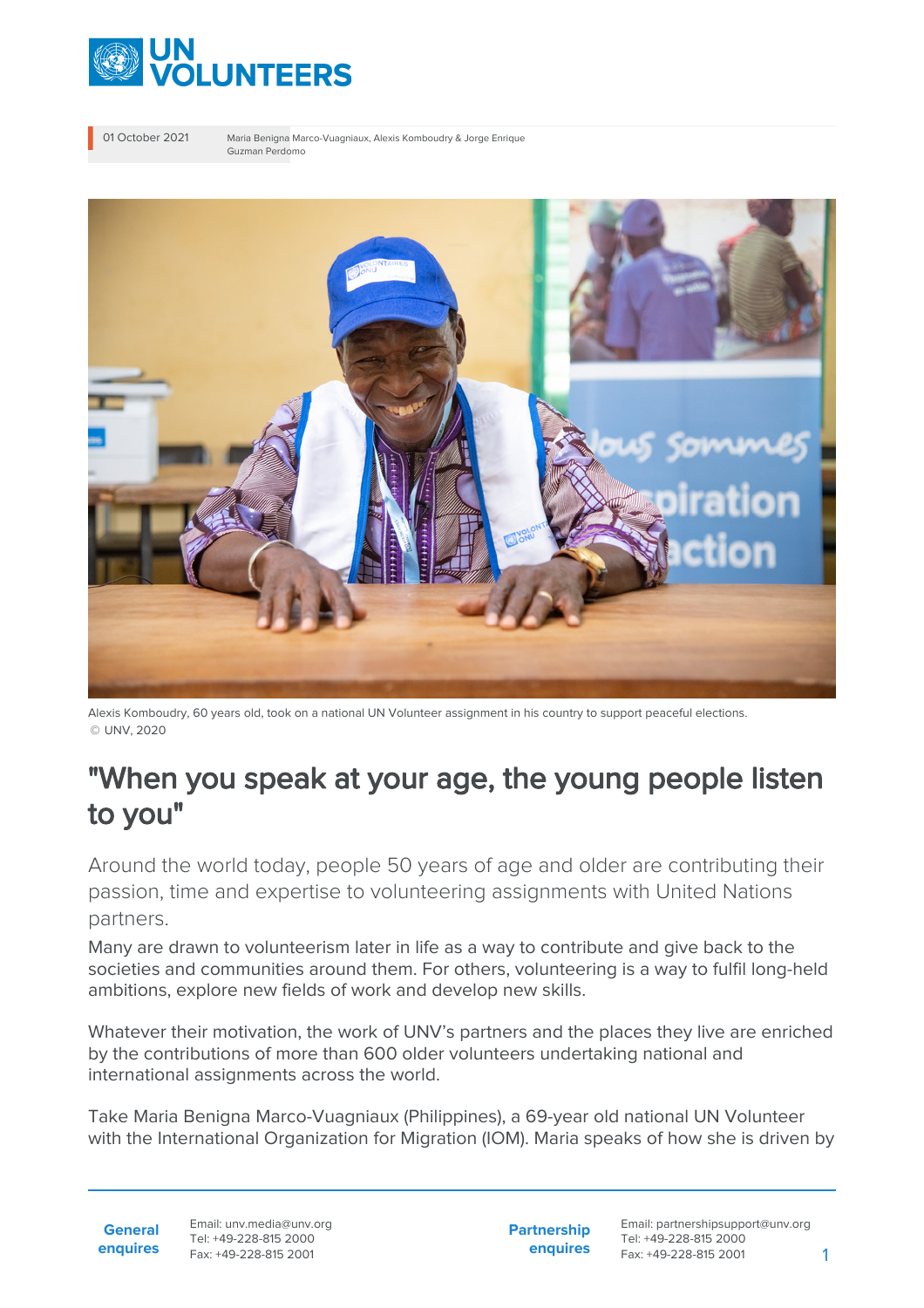01 October 2021

Maria Benigna Marco-Vuagniaux, Alexis Komboudry & Jorge Enrique Guzman Perdomo

Alexis Komboudry, 60 years old, took on a national UN Volunteer assignment in his country to support peaceful elections. © UNV, 2020

# "When you speak at your age, the young people listen to you"

Around the world today, people 50 years of age and older are contributing their passion, time and expertise to volunteering assignments with United Nations partners.

Many are drawn to volunteerism later in life as a way to contribute and give back to the societies and communities around them. For others, volunteering is a way to fulfil long-held ambitions, explore new fields of work and develop new skills.

Whatever their motivation, the work of UNV's partners and the places they live are enriched by the contributions of more than 600 older volunteers undertaking national and international assignments across the world.

Take Maria Benigna Marco-Vuagniaux (Philippines), a 69-year old national UN Volunteer with the International Organization for Migration (IOM). Maria speaks of how she is driven by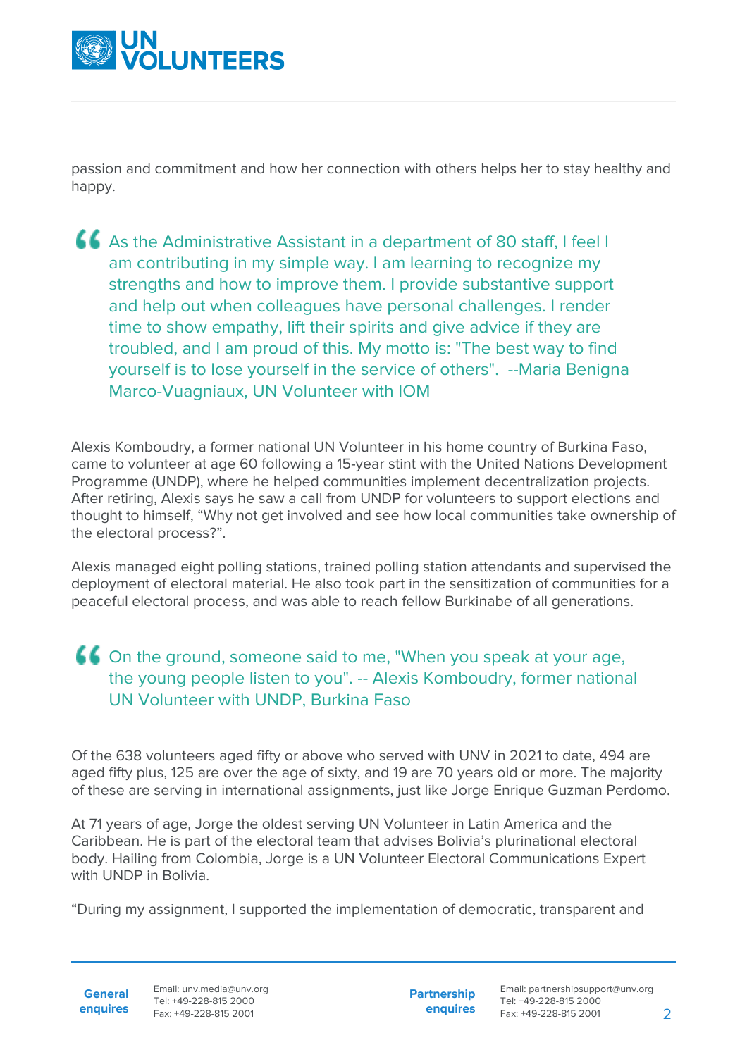passion and commitment and how her connection with others helps her to stay healthy and happy.

> As the Administrative Assistant in a department of 80 staff, I feel I am contributing in my simple way. I am learning to recognize my strengths and how to improve them. I provide substantive support and help out when colleagues have personal challenges. I render time to show empathy, lift their spirits and give advice if they are troubled, and I am proud of this. My motto is: "The best way to find yourself is to lose yourself in the service of others". --Maria Benigna Marco-Vuagniaux, UN Volunteer with IOM

Alexis Komboudry, a former national UN Volunteer in his home country of Burkina Faso, came to volunteer at age 60 following a 15-year stint with the United Nations Development Programme (UNDP), where he helped communities implement decentralization projects. After retiring, Alexis says he saw a call from UNDP for volunteers to support elections and thought to himself, "Why not get involved and see how local communities take ownership of the electoral process?".

Alexis managed eight polling stations, trained polling station attendants and supervised the deployment of electoral material. He also took part in the sensitization of communities for a peaceful electoral process, and was able to reach fellow Burkinabe of all generations.

> On the ground, someone said to me, "When you speak at your age, the young people listen to you". -- Alexis Komboudry, former national UN Volunteer with UNDP, Burkina Faso

Of the 638 volunteers aged fifty or above who served with UNV in 2021 to date, 494 are aged fifty plus, 125 are over the age of sixty, and 19 are 70 years old or more. The majority of these are serving in international assignments, just like Jorge Enrique Guzman Perdomo.

At 71 years of age, Jorge the oldest serving UN Volunteer in Latin America and the Caribbean. He is part of the electoral team that advises Bolivia's plurinational electoral body. Hailing from Colombia, Jorge is a UN Volunteer Electoral Communications Expert with UNDP in Bolivia.

"During my assignment, I supported the implementation of democratic, transparent and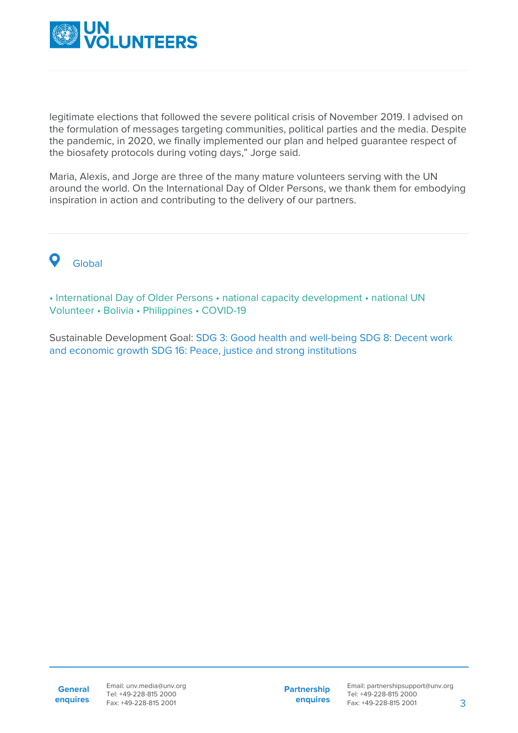legitimate elections that followed the severe political crisis of November 2019. I advised on the formulation of messages targeting communities, political parties and the media. Despite the pandemic, in 2020, we finally implemented our plan and helped guarantee respect of the biosafety protocols during voting days," Jorge said.

Maria, Alexis, and Jorge are three of the many mature volunteers serving with the UN around the world. On the International Day of Older Persons, we thank them for embodying inspiration in action and contributing to the delivery of our partners.

Global

• International Day of Older Persons • national capacity development • national UN Volunteer • Bolivia • Philippines • COVID-19

Sustainable Development Goal: SDG 3: Good health and well-being SDG 8: Decent work and economic growth SDG 16: Peace, justice and strong institutions

**General enquires**
Email: unv.media@unv.org
Tel: +49-228-815 2000
Fax: +49-228-815 2001

**Partnership enquires**
Email: partnershipsupport@unv.org
Tel: +49-228-815 2000
Fax: +49-228-815 2001